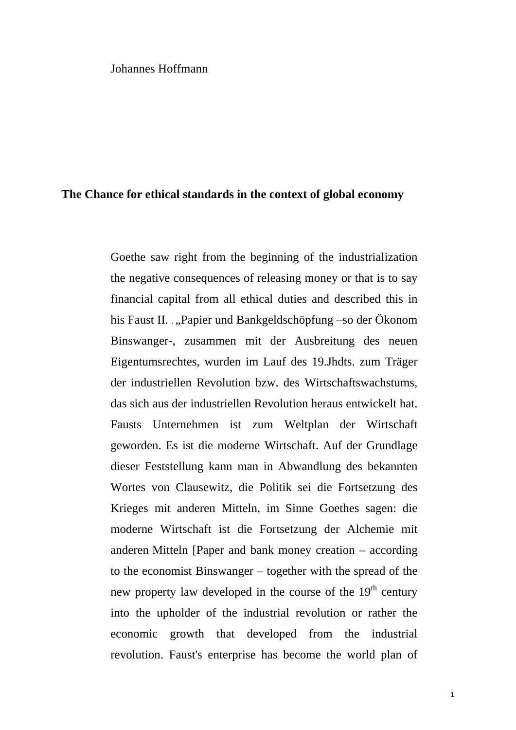Johannes Hoffmann

## The Chance for ethical standards in the context of global economy

Goethe saw right from the beginning of the industrialization the negative consequences of releasing money or that is to say financial capital from all ethical duties and described this in his Faust II. . „Papier und Bankgeldschöpfung –so der Ökonom Binswanger-, zusammen mit der Ausbreitung des neuen Eigentumsrechtes, wurden im Lauf des 19.Jhdts. zum Träger der industriellen Revolution bzw. des Wirtschaftswachstums, das sich aus der industriellen Revolution heraus entwickelt hat. Fausts Unternehmen ist zum Weltplan der Wirtschaft geworden. Es ist die moderne Wirtschaft. Auf der Grundlage dieser Feststellung kann man in Abwandlung des bekannten Wortes von Clausewitz, die Politik sei die Fortsetzung des Krieges mit anderen Mitteln, im Sinne Goethes sagen: die moderne Wirtschaft ist die Fortsetzung der Alchemie mit anderen Mitteln [Paper and bank money creation – according to the economist Binswanger – together with the spread of the new property law developed in the course of the 19th century into the upholder of the industrial revolution or rather the economic growth that developed from the industrial revolution. Faust's enterprise has become the world plan of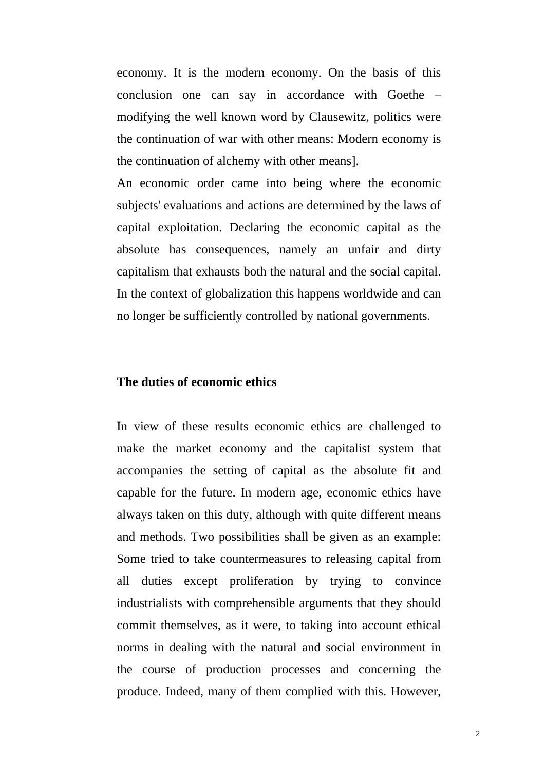economy. It is the modern economy. On the basis of this conclusion one can say in accordance with Goethe – modifying the well known word by Clausewitz, politics were the continuation of war with other means: Modern economy is the continuation of alchemy with other means].

An economic order came into being where the economic subjects' evaluations and actions are determined by the laws of capital exploitation. Declaring the economic capital as the absolute has consequences, namely an unfair and dirty capitalism that exhausts both the natural and the social capital. In the context of globalization this happens worldwide and can no longer be sufficiently controlled by national governments.

**The duties of economic ethics**

In view of these results economic ethics are challenged to make the market economy and the capitalist system that accompanies the setting of capital as the absolute fit and capable for the future. In modern age, economic ethics have always taken on this duty, although with quite different means and methods. Two possibilities shall be given as an example: Some tried to take countermeasures to releasing capital from all duties except proliferation by trying to convince industrialists with comprehensible arguments that they should commit themselves, as it were, to taking into account ethical norms in dealing with the natural and social environment in the course of production processes and concerning the produce. Indeed, many of them complied with this. However,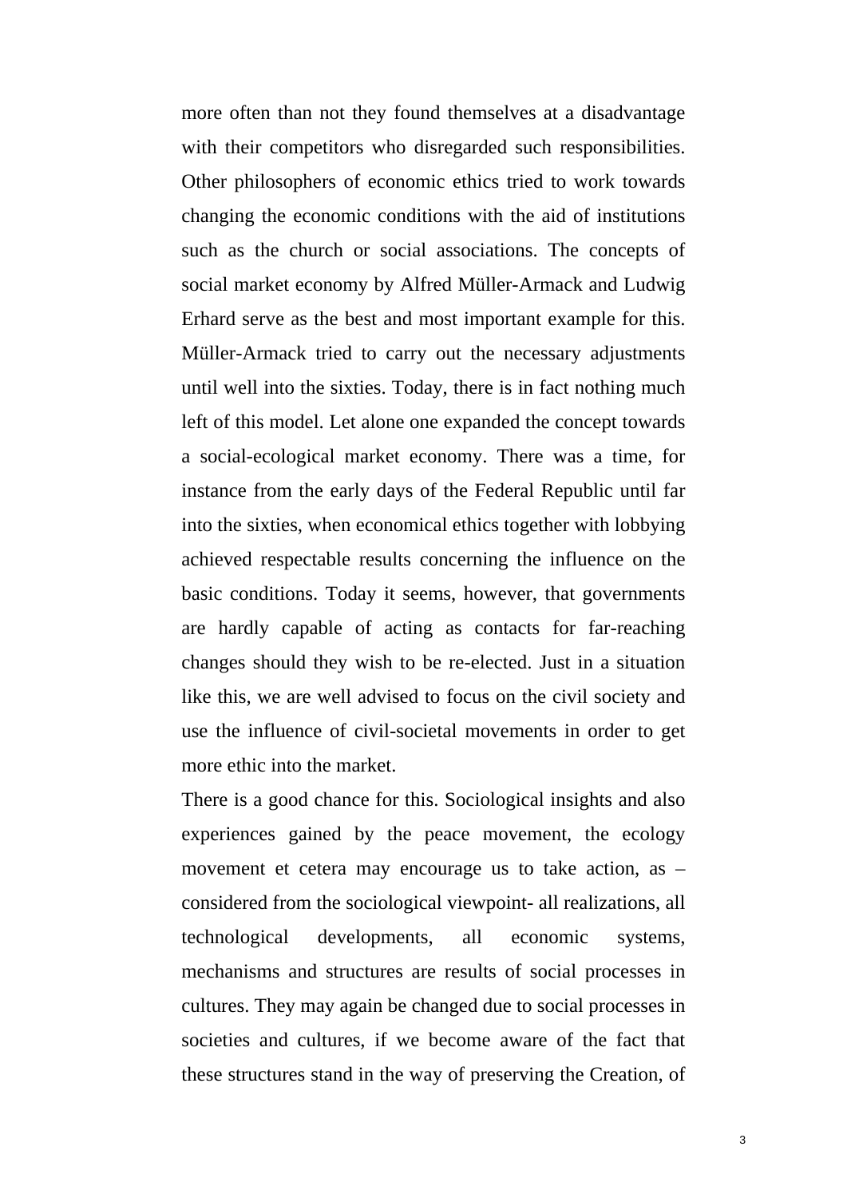more often than not they found themselves at a disadvantage with their competitors who disregarded such responsibilities. Other philosophers of economic ethics tried to work towards changing the economic conditions with the aid of institutions such as the church or social associations. The concepts of social market economy by Alfred Müller-Armack and Ludwig Erhard serve as the best and most important example for this. Müller-Armack tried to carry out the necessary adjustments until well into the sixties. Today, there is in fact nothing much left of this model. Let alone one expanded the concept towards a social-ecological market economy. There was a time, for instance from the early days of the Federal Republic until far into the sixties, when economical ethics together with lobbying achieved respectable results concerning the influence on the basic conditions. Today it seems, however, that governments are hardly capable of acting as contacts for far-reaching changes should they wish to be re-elected. Just in a situation like this, we are well advised to focus on the civil society and use the influence of civil-societal movements in order to get more ethic into the market.

There is a good chance for this. Sociological insights and also experiences gained by the peace movement, the ecology movement et cetera may encourage us to take action, as – considered from the sociological viewpoint- all realizations, all technological developments, all economic systems, mechanisms and structures are results of social processes in cultures. They may again be changed due to social processes in societies and cultures, if we become aware of the fact that these structures stand in the way of preserving the Creation, of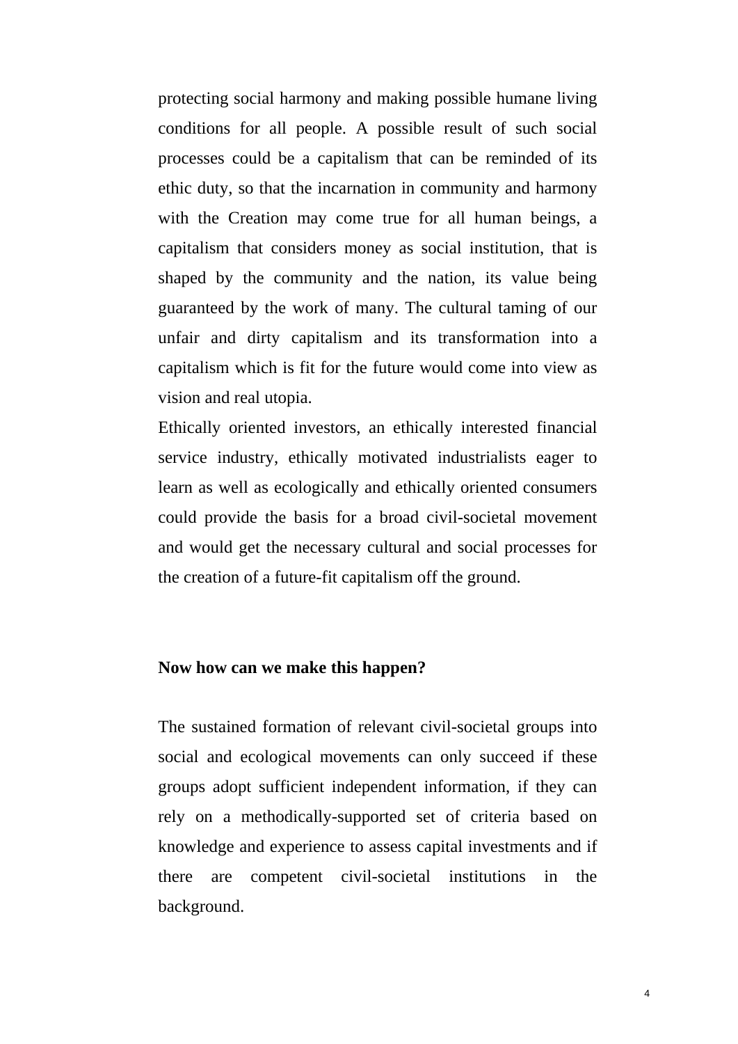protecting social harmony and making possible humane living conditions for all people. A possible result of such social processes could be a capitalism that can be reminded of its ethic duty, so that the incarnation in community and harmony with the Creation may come true for all human beings, a capitalism that considers money as social institution, that is shaped by the community and the nation, its value being guaranteed by the work of many. The cultural taming of our unfair and dirty capitalism and its transformation into a capitalism which is fit for the future would come into view as vision and real utopia.

Ethically oriented investors, an ethically interested financial service industry, ethically motivated industrialists eager to learn as well as ecologically and ethically oriented consumers could provide the basis for a broad civil-societal movement and would get the necessary cultural and social processes for the creation of a future-fit capitalism off the ground.

**Now how can we make this happen?**

The sustained formation of relevant civil-societal groups into social and ecological movements can only succeed if these groups adopt sufficient independent information, if they can rely on a methodically-supported set of criteria based on knowledge and experience to assess capital investments and if there are competent civil-societal institutions in the background.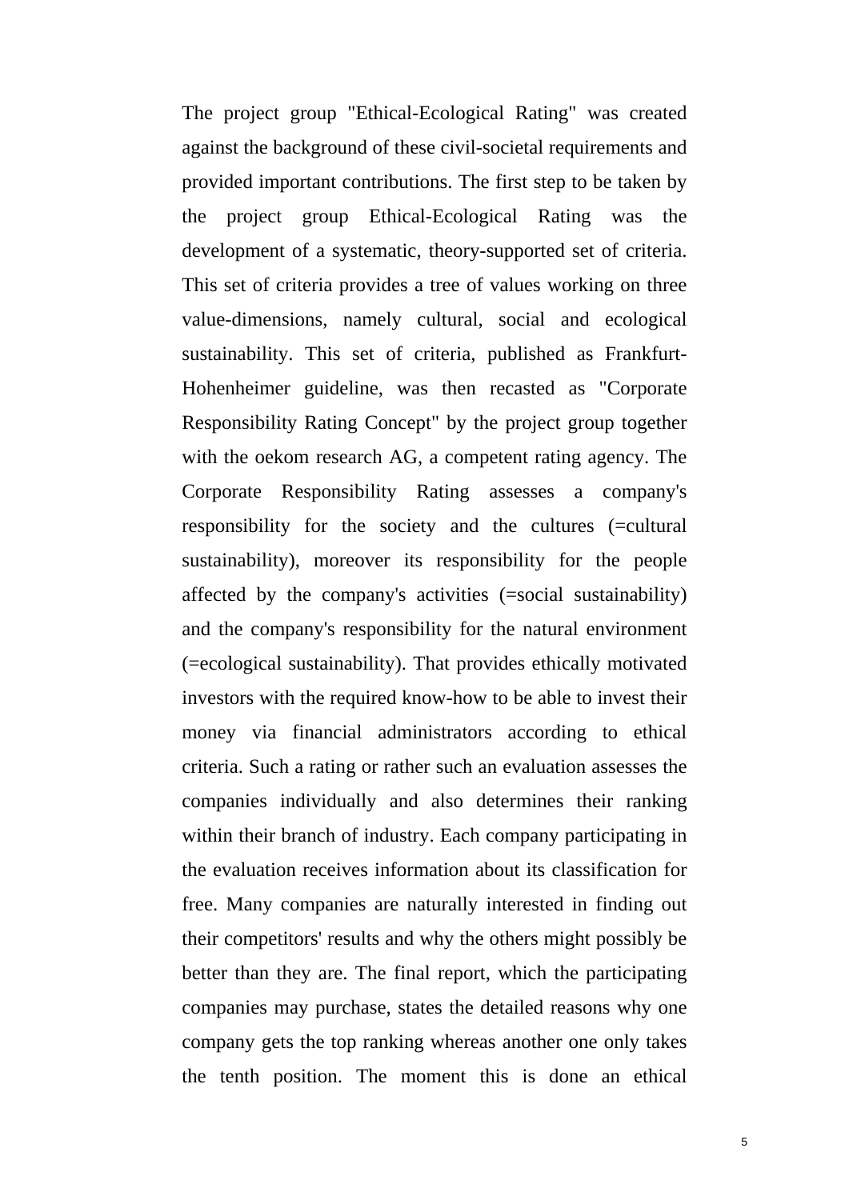The project group "Ethical-Ecological Rating" was created against the background of these civil-societal requirements and provided important contributions. The first step to be taken by the project group Ethical-Ecological Rating was the development of a systematic, theory-supported set of criteria. This set of criteria provides a tree of values working on three value-dimensions, namely cultural, social and ecological sustainability. This set of criteria, published as Frankfurt-Hohenheimer guideline, was then recasted as "Corporate Responsibility Rating Concept" by the project group together with the oekom research AG, a competent rating agency. The Corporate Responsibility Rating assesses a company's responsibility for the society and the cultures (=cultural sustainability), moreover its responsibility for the people affected by the company's activities (=social sustainability) and the company's responsibility for the natural environment (=ecological sustainability). That provides ethically motivated investors with the required know-how to be able to invest their money via financial administrators according to ethical criteria. Such a rating or rather such an evaluation assesses the companies individually and also determines their ranking within their branch of industry. Each company participating in the evaluation receives information about its classification for free. Many companies are naturally interested in finding out their competitors' results and why the others might possibly be better than they are. The final report, which the participating companies may purchase, states the detailed reasons why one company gets the top ranking whereas another one only takes the tenth position. The moment this is done an ethical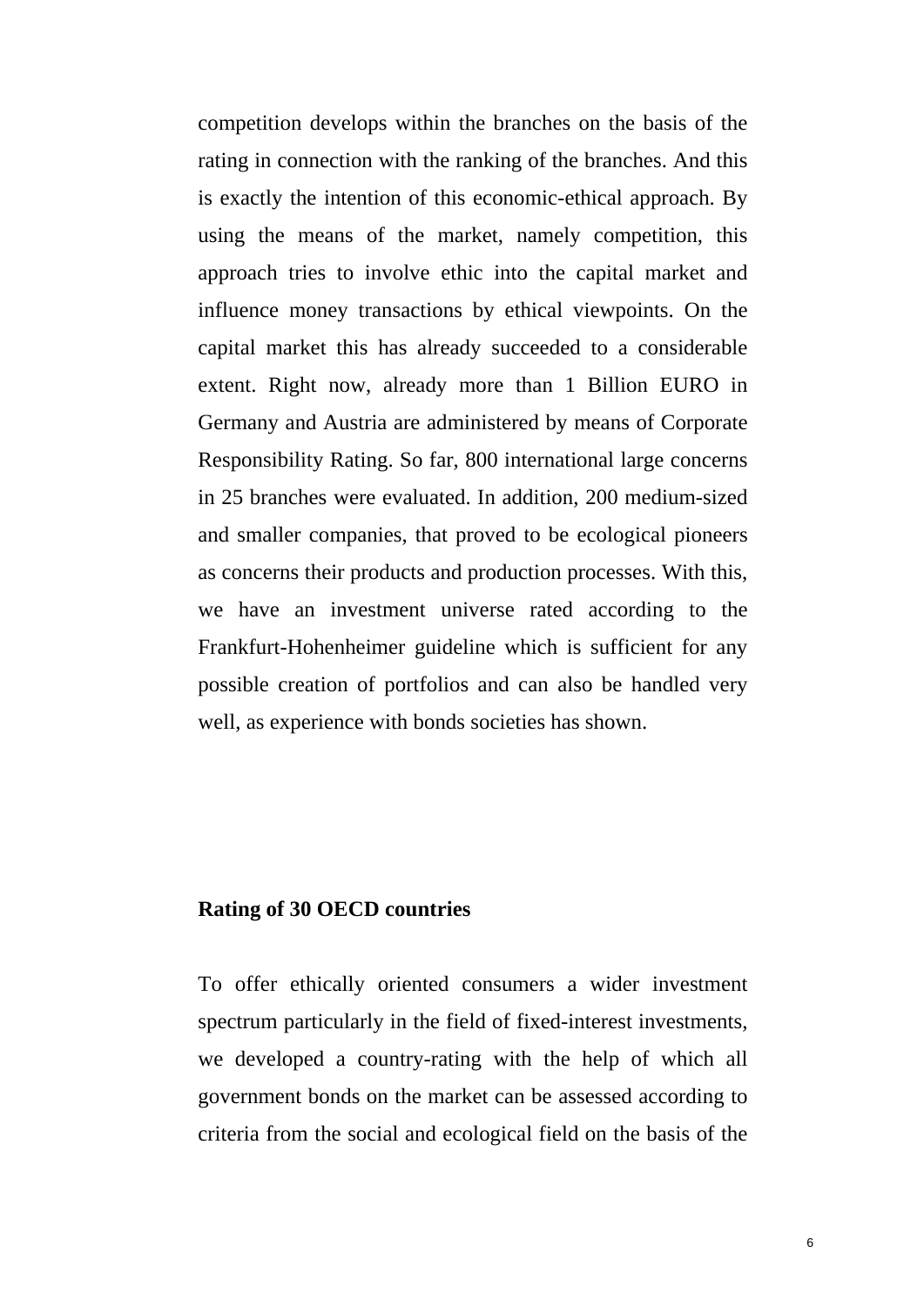competition develops within the branches on the basis of the rating in connection with the ranking of the branches. And this is exactly the intention of this economic-ethical approach. By using the means of the market, namely competition, this approach tries to involve ethic into the capital market and influence money transactions by ethical viewpoints. On the capital market this has already succeeded to a considerable extent. Right now, already more than 1 Billion EURO in Germany and Austria are administered by means of Corporate Responsibility Rating. So far, 800 international large concerns in 25 branches were evaluated. In addition, 200 medium-sized and smaller companies, that proved to be ecological pioneers as concerns their products and production processes. With this, we have an investment universe rated according to the Frankfurt-Hohenheimer guideline which is sufficient for any possible creation of portfolios and can also be handled very well, as experience with bonds societies has shown.

**Rating of 30 OECD countries**

To offer ethically oriented consumers a wider investment spectrum particularly in the field of fixed-interest investments, we developed a country-rating with the help of which all government bonds on the market can be assessed according to criteria from the social and ecological field on the basis of the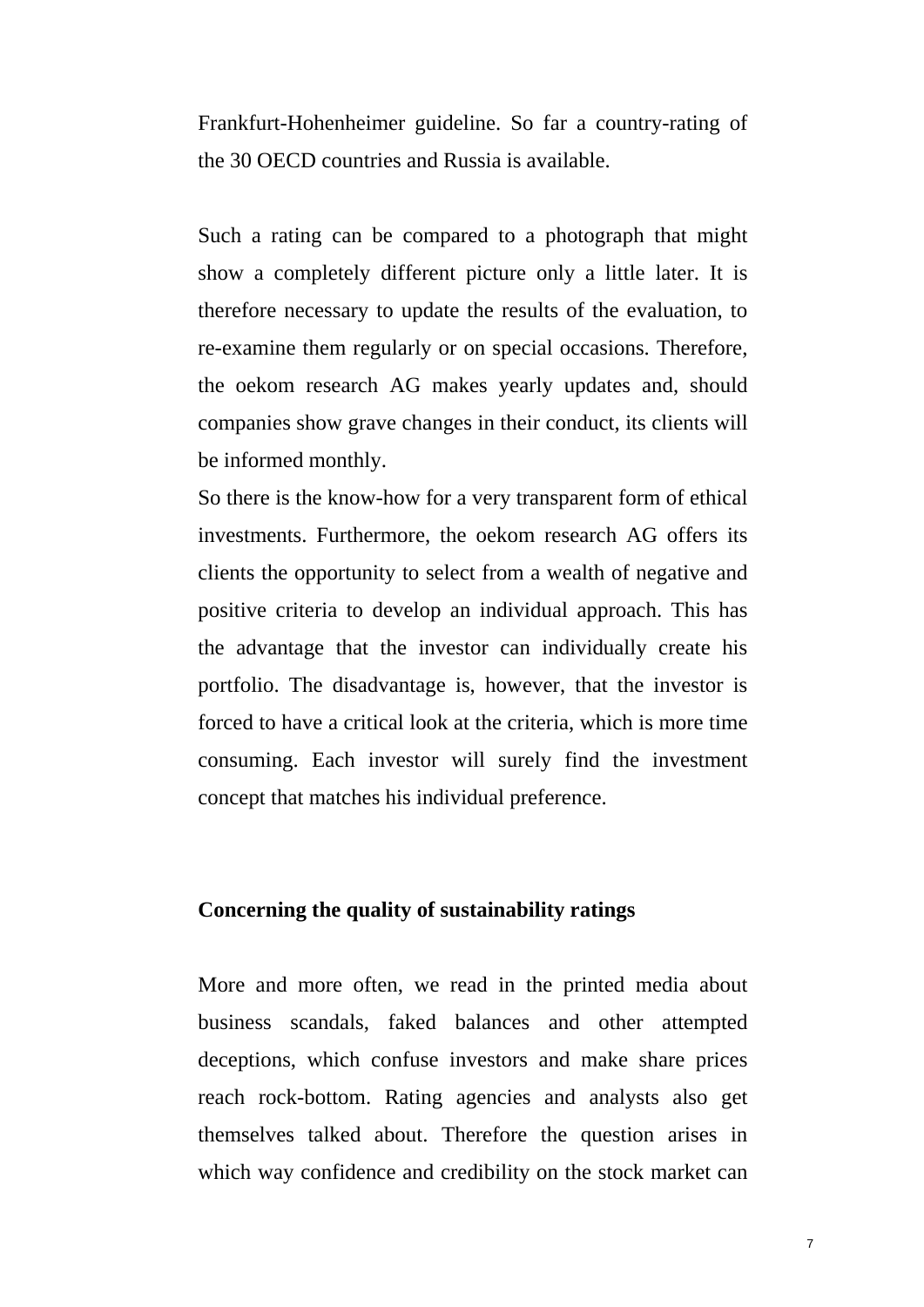Frankfurt-Hohenheimer guideline. So far a country-rating of the 30 OECD countries and Russia is available.

Such a rating can be compared to a photograph that might show a completely different picture only a little later. It is therefore necessary to update the results of the evaluation, to re-examine them regularly or on special occasions. Therefore, the oekom research AG makes yearly updates and, should companies show grave changes in their conduct, its clients will be informed monthly.

So there is the know-how for a very transparent form of ethical investments. Furthermore, the oekom research AG offers its clients the opportunity to select from a wealth of negative and positive criteria to develop an individual approach. This has the advantage that the investor can individually create his portfolio. The disadvantage is, however, that the investor is forced to have a critical look at the criteria, which is more time consuming. Each investor will surely find the investment concept that matches his individual preference.

**Concerning the quality of sustainability ratings**

More and more often, we read in the printed media about business scandals, faked balances and other attempted deceptions, which confuse investors and make share prices reach rock-bottom. Rating agencies and analysts also get themselves talked about. Therefore the question arises in which way confidence and credibility on the stock market can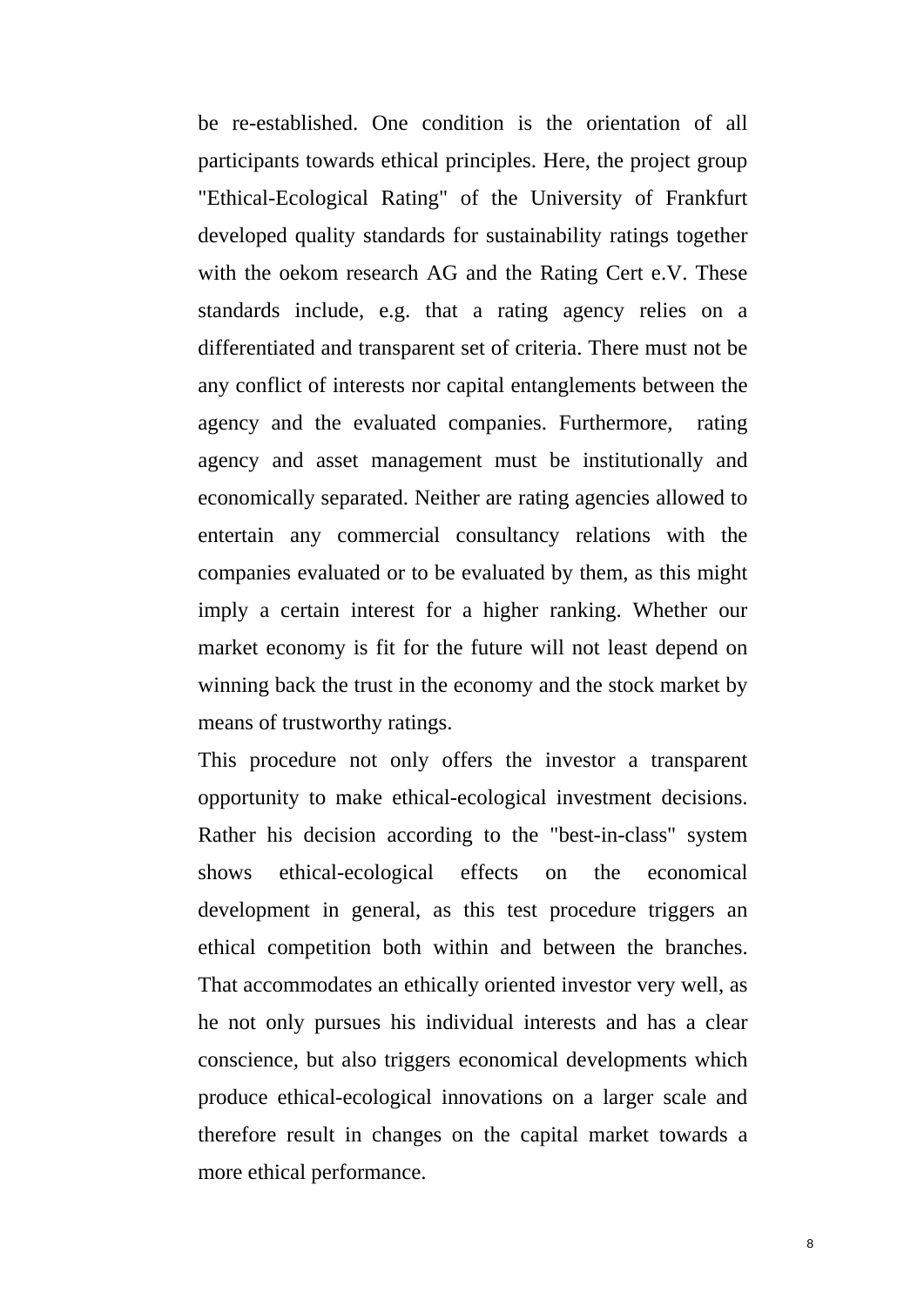be re-established. One condition is the orientation of all participants towards ethical principles. Here, the project group "Ethical-Ecological Rating" of the University of Frankfurt developed quality standards for sustainability ratings together with the oekom research AG and the Rating Cert e.V. These standards include, e.g. that a rating agency relies on a differentiated and transparent set of criteria. There must not be any conflict of interests nor capital entanglements between the agency and the evaluated companies. Furthermore, rating agency and asset management must be institutionally and economically separated. Neither are rating agencies allowed to entertain any commercial consultancy relations with the companies evaluated or to be evaluated by them, as this might imply a certain interest for a higher ranking. Whether our market economy is fit for the future will not least depend on winning back the trust in the economy and the stock market by means of trustworthy ratings.

This procedure not only offers the investor a transparent opportunity to make ethical-ecological investment decisions. Rather his decision according to the "best-in-class" system shows ethical-ecological effects on the economical development in general, as this test procedure triggers an ethical competition both within and between the branches. That accommodates an ethically oriented investor very well, as he not only pursues his individual interests and has a clear conscience, but also triggers economical developments which produce ethical-ecological innovations on a larger scale and therefore result in changes on the capital market towards a more ethical performance.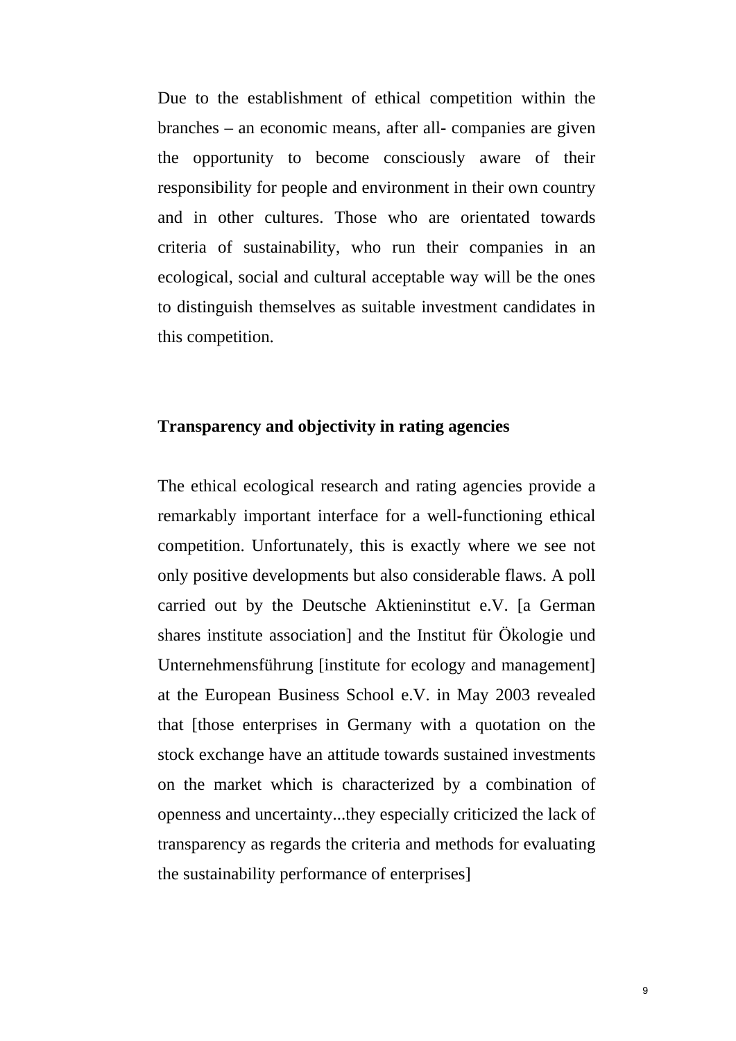Due to the establishment of ethical competition within the branches – an economic means, after all- companies are given the opportunity to become consciously aware of their responsibility for people and environment in their own country and in other cultures. Those who are orientated towards criteria of sustainability, who run their companies in an ecological, social and cultural acceptable way will be the ones to distinguish themselves as suitable investment candidates in this competition.

**Transparency and objectivity in rating agencies**

The ethical ecological research and rating agencies provide a remarkably important interface for a well-functioning ethical competition. Unfortunately, this is exactly where we see not only positive developments but also considerable flaws. A poll carried out by the Deutsche Aktieninstitut e.V. [a German shares institute association] and the Institut für Ökologie und Unternehmensführung [institute for ecology and management] at the European Business School e.V. in May 2003 revealed that [those enterprises in Germany with a quotation on the stock exchange have an attitude towards sustained investments on the market which is characterized by a combination of openness and uncertainty...they especially criticized the lack of transparency as regards the criteria and methods for evaluating the sustainability performance of enterprises]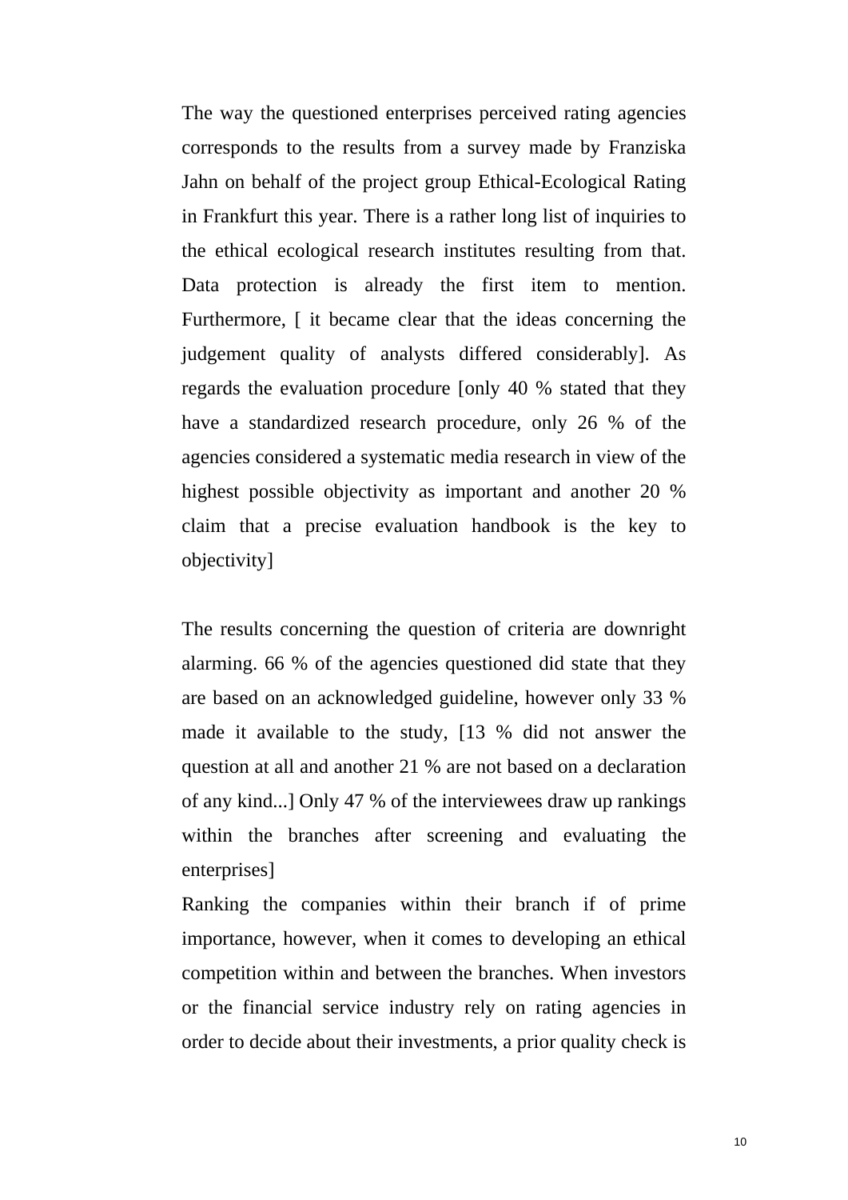The way the questioned enterprises perceived rating agencies corresponds to the results from a survey made by Franziska Jahn on behalf of the project group Ethical-Ecological Rating in Frankfurt this year. There is a rather long list of inquiries to the ethical ecological research institutes resulting from that. Data protection is already the first item to mention. Furthermore, [ it became clear that the ideas concerning the judgement quality of analysts differed considerably]. As regards the evaluation procedure [only 40 % stated that they have a standardized research procedure, only 26 % of the agencies considered a systematic media research in view of the highest possible objectivity as important and another 20 % claim that a precise evaluation handbook is the key to objectivity]

The results concerning the question of criteria are downright alarming. 66 % of the agencies questioned did state that they are based on an acknowledged guideline, however only 33 % made it available to the study, [13 % did not answer the question at all and another 21 % are not based on a declaration of any kind...] Only 47 % of the interviewees draw up rankings within the branches after screening and evaluating the enterprises]

Ranking the companies within their branch if of prime importance, however, when it comes to developing an ethical competition within and between the branches. When investors or the financial service industry rely on rating agencies in order to decide about their investments, a prior quality check is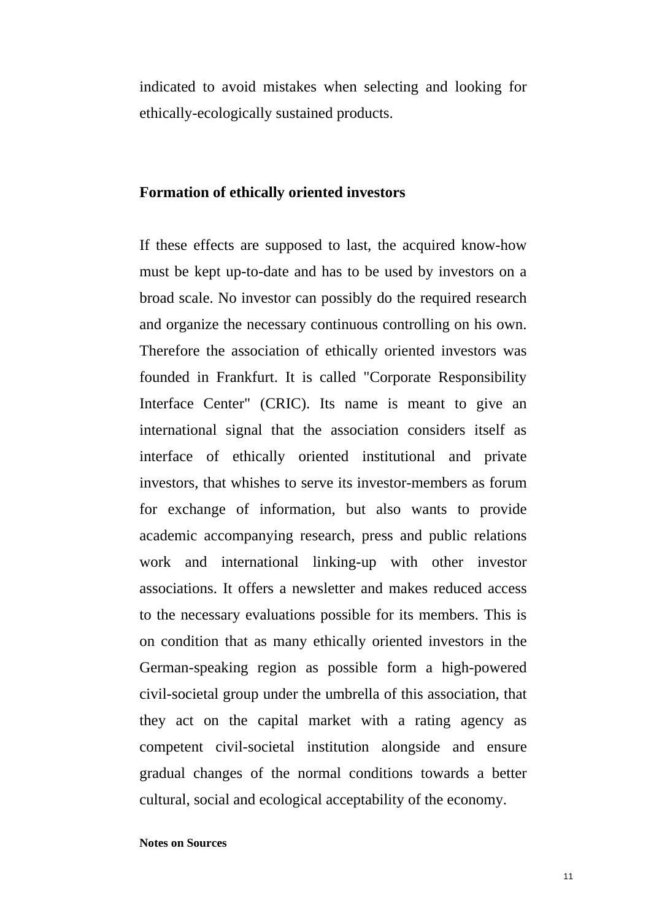indicated to avoid mistakes when selecting and looking for ethically-ecologically sustained products.

## Formation of ethically oriented investors

If these effects are supposed to last, the acquired know-how must be kept up-to-date and has to be used by investors on a broad scale. No investor can possibly do the required research and organize the necessary continuous controlling on his own. Therefore the association of ethically oriented investors was founded in Frankfurt. It is called "Corporate Responsibility Interface Center" (CRIC). Its name is meant to give an international signal that the association considers itself as interface of ethically oriented institutional and private investors, that whishes to serve its investor-members as forum for exchange of information, but also wants to provide academic accompanying research, press and public relations work and international linking-up with other investor associations. It offers a newsletter and makes reduced access to the necessary evaluations possible for its members. This is on condition that as many ethically oriented investors in the German-speaking region as possible form a high-powered civil-societal group under the umbrella of this association, that they act on the capital market with a rating agency as competent civil-societal institution alongside and ensure gradual changes of the normal conditions towards a better cultural, social and ecological acceptability of the economy.

**Notes on Sources**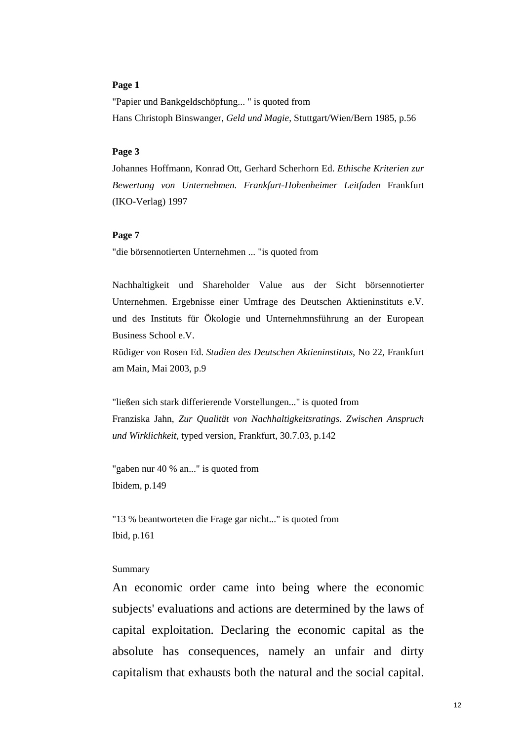**Page 1**

"Papier und Bankgeldschöpfung... " is quoted from
Hans Christoph Binswanger, *Geld und Magie*, Stuttgart/Wien/Bern 1985, p.56

**Page 3**

Johannes Hoffmann, Konrad Ott, Gerhard Scherhorn Ed. *Ethische Kriterien zur Bewertung von Unternehmen. Frankfurt-Hohenheimer Leitfaden* Frankfurt (IKO-Verlag) 1997

**Page 7**

"die börsennotierten Unternehmen ... "is quoted from

Nachhaltigkeit und Shareholder Value aus der Sicht börsennotierter Unternehmen. Ergebnisse einer Umfrage des Deutschen Aktieninstituts e.V. und des Instituts für Ökologie und Unternehmnsführung an der European Business School e.V.
Rüdiger von Rosen Ed. *Studien des Deutschen Aktieninstituts*, No 22, Frankfurt am Main, Mai 2003, p.9

"ließen sich stark differierende Vorstellungen..." is quoted from
Franziska Jahn, *Zur Qualität von Nachhaltigkeitsratings. Zwischen Anspruch und Wirklichkeit*, typed version, Frankfurt, 30.7.03, p.142

"gaben nur 40 % an..." is quoted from
Ibidem, p.149

"13 % beantworteten die Frage gar nicht..." is quoted from
Ibid, p.161

Summary

An economic order came into being where the economic subjects' evaluations and actions are determined by the laws of capital exploitation. Declaring the economic capital as the absolute has consequences, namely an unfair and dirty capitalism that exhausts both the natural and the social capital.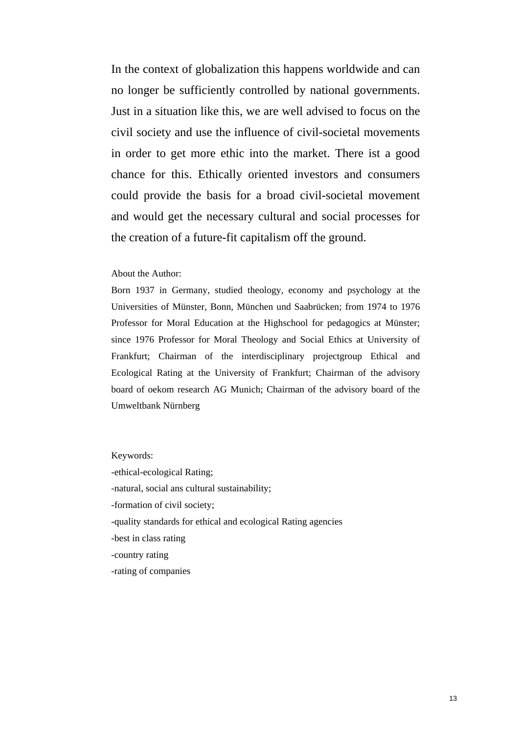In the context of globalization this happens worldwide and can no longer be sufficiently controlled by national governments. Just in a situation like this, we are well advised to focus on the civil society and use the influence of civil-societal movements in order to get more ethic into the market. There ist a good chance for this. Ethically oriented investors and consumers could provide the basis for a broad civil-societal movement and would get the necessary cultural and social processes for the creation of a future-fit capitalism off the ground.

About the Author:

Born 1937 in Germany, studied theology, economy and psychology at the Universities of Münster, Bonn, München und Saabrücken; from 1974 to 1976 Professor for Moral Education at the Highschool for pedagogics at Münster; since 1976 Professor for Moral Theology and Social Ethics at University of Frankfurt; Chairman of the interdisciplinary projectgroup Ethical and Ecological Rating at the University of Frankfurt; Chairman of the advisory board of oekom research AG Munich; Chairman of the advisory board of the Umweltbank Nürnberg

Keywords:

-ethical-ecological Rating;

-natural, social ans cultural sustainability;

-formation of civil society;

-quality standards for ethical and ecological Rating agencies

-best in class rating

-country rating

-rating of companies